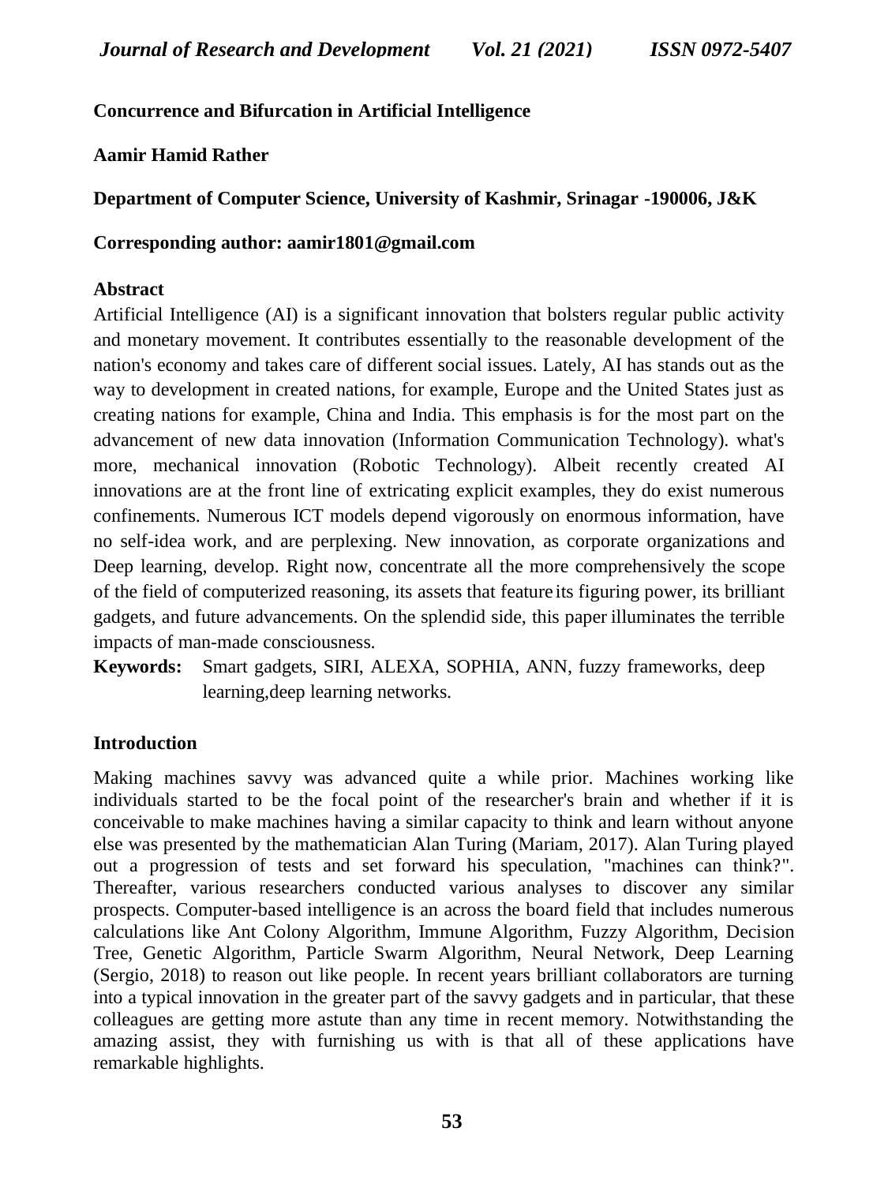# Concurrence and Bifurcation in Artificial Intelligence

**Aamir Hamid Rather**

**Department of Computer Science, University of Kashmir, Srinagar -190006, J&K**

**Corresponding author: aamir1801@gmail.com**

## Abstract

Artificial Intelligence (AI) is a significant innovation that bolsters regular public activity and monetary movement. It contributes essentially to the reasonable development of the nation's economy and takes care of different social issues. Lately, AI has stands out as the way to development in created nations, for example, Europe and the United States just as creating nations for example, China and India. This emphasis is for the most part on the advancement of new data innovation (Information Communication Technology). what's more, mechanical innovation (Robotic Technology). Albeit recently created AI innovations are at the front line of extricating explicit examples, they do exist numerous confinements. Numerous ICT models depend vigorously on enormous information, have no self-idea work, and are perplexing. New innovation, as corporate organizations and Deep learning, develop. Right now, concentrate all the more comprehensively the scope of the field of computerized reasoning, its assets that feature its figuring power, its brilliant gadgets, and future advancements. On the splendid side, this paper illuminates the terrible impacts of man-made consciousness.

**Keywords:** Smart gadgets, SIRI, ALEXA, SOPHIA, ANN, fuzzy frameworks, deep learning,deep learning networks.

## Introduction

Making machines savvy was advanced quite a while prior. Machines working like individuals started to be the focal point of the researcher's brain and whether if it is conceivable to make machines having a similar capacity to think and learn without anyone else was presented by the mathematician Alan Turing (Mariam, 2017). Alan Turing played out a progression of tests and set forward his speculation, "machines can think?". Thereafter, various researchers conducted various analyses to discover any similar prospects. Computer-based intelligence is an across the board field that includes numerous calculations like Ant Colony Algorithm, Immune Algorithm, Fuzzy Algorithm, Decision Tree, Genetic Algorithm, Particle Swarm Algorithm, Neural Network, Deep Learning (Sergio, 2018) to reason out like people. In recent years brilliant collaborators are turning into a typical innovation in the greater part of the savvy gadgets and in particular, that these colleagues are getting more astute than any time in recent memory. Notwithstanding the amazing assist, they with furnishing us with is that all of these applications have remarkable highlights.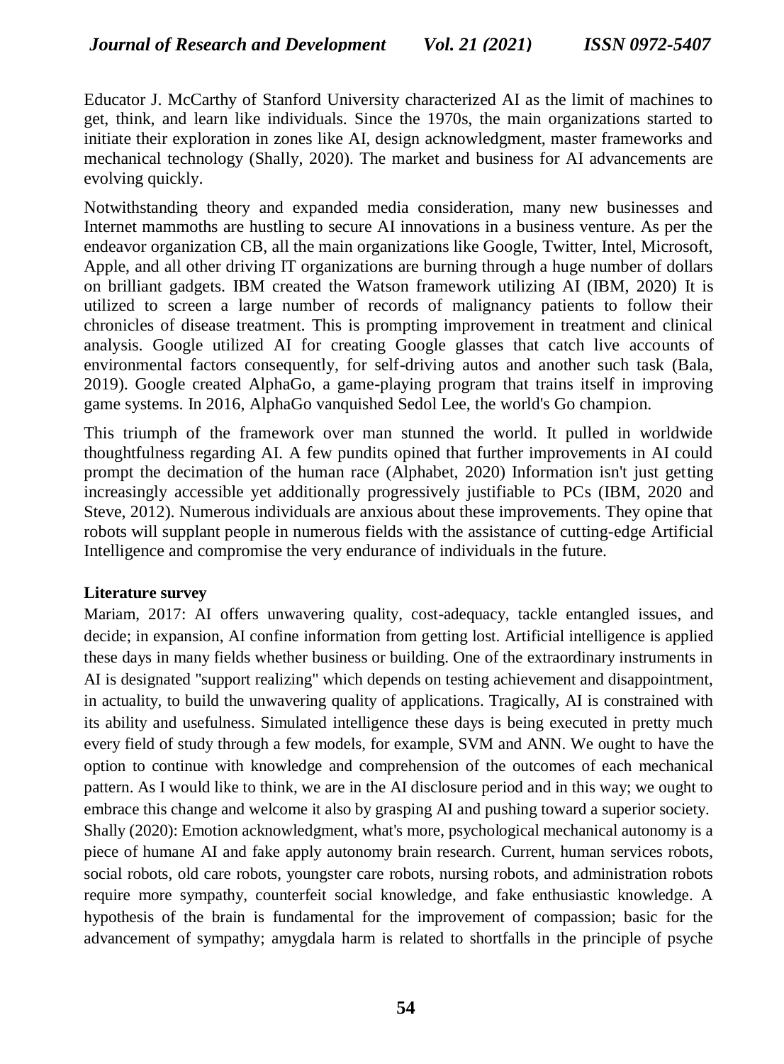Educator J. McCarthy of Stanford University characterized AI as the limit of machines to get, think, and learn like individuals. Since the 1970s, the main organizations started to initiate their exploration in zones like AI, design acknowledgment, master frameworks and mechanical technology (Shally, 2020). The market and business for AI advancements are evolving quickly.

Notwithstanding theory and expanded media consideration, many new businesses and Internet mammoths are hustling to secure AI innovations in a business venture. As per the endeavor organization CB, all the main organizations like Google, Twitter, Intel, Microsoft, Apple, and all other driving IT organizations are burning through a huge number of dollars on brilliant gadgets. IBM created the Watson framework utilizing AI (IBM, 2020) It is utilized to screen a large number of records of malignancy patients to follow their chronicles of disease treatment. This is prompting improvement in treatment and clinical analysis. Google utilized AI for creating Google glasses that catch live accounts of environmental factors consequently, for self-driving autos and another such task (Bala, 2019). Google created AlphaGo, a game-playing program that trains itself in improving game systems. In 2016, AlphaGo vanquished Sedol Lee, the world's Go champion.

This triumph of the framework over man stunned the world. It pulled in worldwide thoughtfulness regarding AI. A few pundits opined that further improvements in AI could prompt the decimation of the human race (Alphabet, 2020) Information isn't just getting increasingly accessible yet additionally progressively justifiable to PCs (IBM, 2020 and Steve, 2012). Numerous individuals are anxious about these improvements. They opine that robots will supplant people in numerous fields with the assistance of cutting-edge Artificial Intelligence and compromise the very endurance of individuals in the future.

**Literature survey**

Mariam, 2017: AI offers unwavering quality, cost-adequacy, tackle entangled issues, and decide; in expansion, AI confine information from getting lost. Artificial intelligence is applied these days in many fields whether business or building. One of the extraordinary instruments in AI is designated "support realizing" which depends on testing achievement and disappointment, in actuality, to build the unwavering quality of applications. Tragically, AI is constrained with its ability and usefulness. Simulated intelligence these days is being executed in pretty much every field of study through a few models, for example, SVM and ANN. We ought to have the option to continue with knowledge and comprehension of the outcomes of each mechanical pattern. As I would like to think, we are in the AI disclosure period and in this way; we ought to embrace this change and welcome it also by grasping AI and pushing toward a superior society.

Shally (2020): Emotion acknowledgment, what's more, psychological mechanical autonomy is a piece of humane AI and fake apply autonomy brain research. Current, human services robots, social robots, old care robots, youngster care robots, nursing robots, and administration robots require more sympathy, counterfeit social knowledge, and fake enthusiastic knowledge. A hypothesis of the brain is fundamental for the improvement of compassion; basic for the advancement of sympathy; amygdala harm is related to shortfalls in the principle of psyche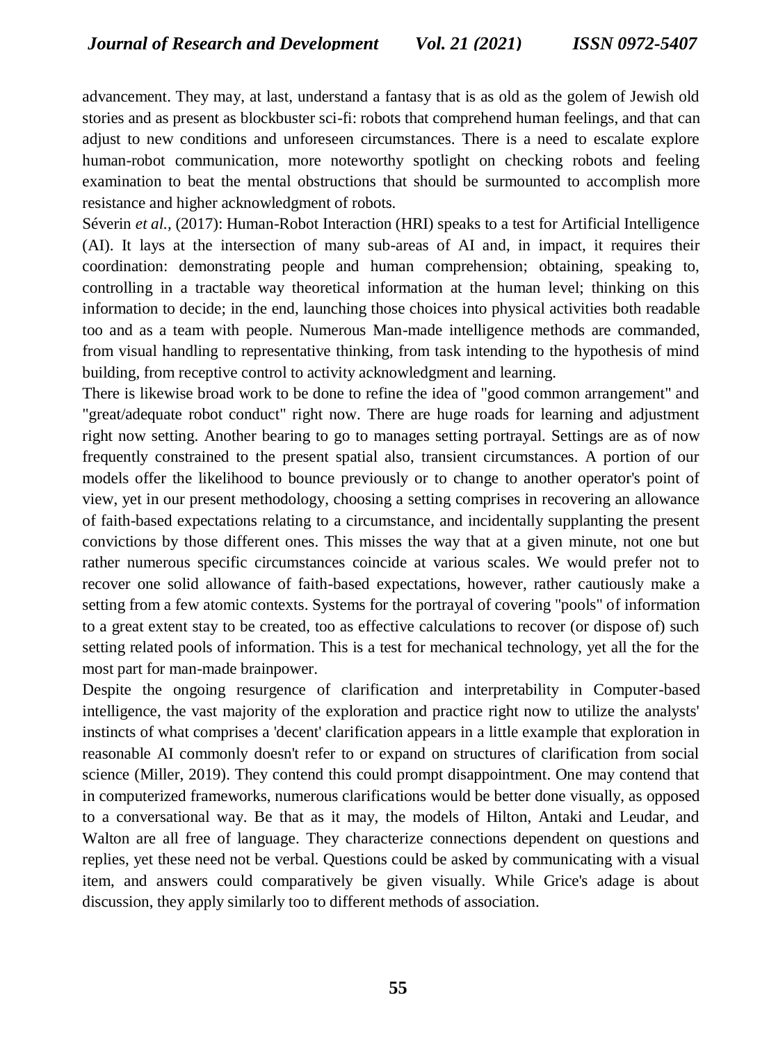advancement. They may, at last, understand a fantasy that is as old as the golem of Jewish old stories and as present as blockbuster sci-fi: robots that comprehend human feelings, and that can adjust to new conditions and unforeseen circumstances. There is a need to escalate explore human-robot communication, more noteworthy spotlight on checking robots and feeling examination to beat the mental obstructions that should be surmounted to accomplish more resistance and higher acknowledgment of robots.

Séverin *et al.,* (2017): Human-Robot Interaction (HRI) speaks to a test for Artificial Intelligence (AI). It lays at the intersection of many sub-areas of AI and, in impact, it requires their coordination: demonstrating people and human comprehension; obtaining, speaking to, controlling in a tractable way theoretical information at the human level; thinking on this information to decide; in the end, launching those choices into physical activities both readable too and as a team with people. Numerous Man-made intelligence methods are commanded, from visual handling to representative thinking, from task intending to the hypothesis of mind building, from receptive control to activity acknowledgment and learning.

There is likewise broad work to be done to refine the idea of "good common arrangement" and "great/adequate robot conduct" right now. There are huge roads for learning and adjustment right now setting. Another bearing to go to manages setting portrayal. Settings are as of now frequently constrained to the present spatial also, transient circumstances. A portion of our models offer the likelihood to bounce previously or to change to another operator's point of view, yet in our present methodology, choosing a setting comprises in recovering an allowance of faith-based expectations relating to a circumstance, and incidentally supplanting the present convictions by those different ones. This misses the way that at a given minute, not one but rather numerous specific circumstances coincide at various scales. We would prefer not to recover one solid allowance of faith-based expectations, however, rather cautiously make a setting from a few atomic contexts. Systems for the portrayal of covering "pools" of information to a great extent stay to be created, too as effective calculations to recover (or dispose of) such setting related pools of information. This is a test for mechanical technology, yet all the for the most part for man-made brainpower.

Despite the ongoing resurgence of clarification and interpretability in Computer-based intelligence, the vast majority of the exploration and practice right now to utilize the analysts' instincts of what comprises a 'decent' clarification appears in a little example that exploration in reasonable AI commonly doesn't refer to or expand on structures of clarification from social science (Miller, 2019). They contend this could prompt disappointment. One may contend that in computerized frameworks, numerous clarifications would be better done visually, as opposed to a conversational way. Be that as it may, the models of Hilton, Antaki and Leudar, and Walton are all free of language. They characterize connections dependent on questions and replies, yet these need not be verbal. Questions could be asked by communicating with a visual item, and answers could comparatively be given visually. While Grice's adage is about discussion, they apply similarly too to different methods of association.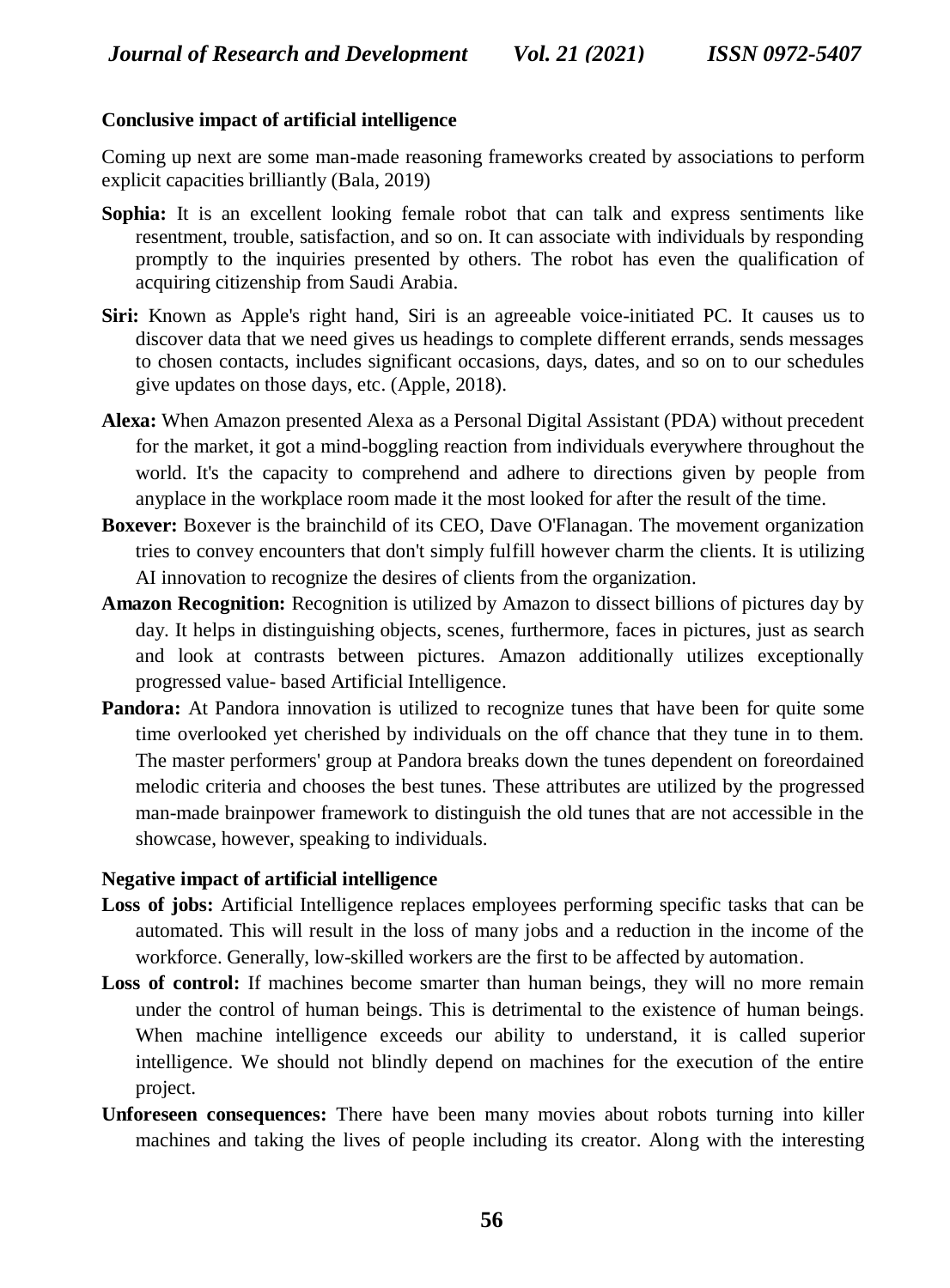**Conclusive impact of artificial intelligence**

Coming up next are some man-made reasoning frameworks created by associations to perform explicit capacities brilliantly (Bala, 2019)

**Sophia:** It is an excellent looking female robot that can talk and express sentiments like resentment, trouble, satisfaction, and so on. It can associate with individuals by responding promptly to the inquiries presented by others. The robot has even the qualification of acquiring citizenship from Saudi Arabia.

**Siri:** Known as Apple's right hand, Siri is an agreeable voice-initiated PC. It causes us to discover data that we need gives us headings to complete different errands, sends messages to chosen contacts, includes significant occasions, days, dates, and so on to our schedules give updates on those days, etc. (Apple, 2018).

**Alexa:** When Amazon presented Alexa as a Personal Digital Assistant (PDA) without precedent for the market, it got a mind-boggling reaction from individuals everywhere throughout the world. It's the capacity to comprehend and adhere to directions given by people from anyplace in the workplace room made it the most looked for after the result of the time.

**Boxever:** Boxever is the brainchild of its CEO, Dave O'Flanagan. The movement organization tries to convey encounters that don't simply fulfill however charm the clients. It is utilizing AI innovation to recognize the desires of clients from the organization.

**Amazon Recognition:** Recognition is utilized by Amazon to dissect billions of pictures day by day. It helps in distinguishing objects, scenes, furthermore, faces in pictures, just as search and look at contrasts between pictures. Amazon additionally utilizes exceptionally progressed value- based Artificial Intelligence.

**Pandora:** At Pandora innovation is utilized to recognize tunes that have been for quite some time overlooked yet cherished by individuals on the off chance that they tune in to them. The master performers' group at Pandora breaks down the tunes dependent on foreordained melodic criteria and chooses the best tunes. These attributes are utilized by the progressed man-made brainpower framework to distinguish the old tunes that are not accessible in the showcase, however, speaking to individuals.

**Negative impact of artificial intelligence**

**Loss of jobs:** Artificial Intelligence replaces employees performing specific tasks that can be automated. This will result in the loss of many jobs and a reduction in the income of the workforce. Generally, low-skilled workers are the first to be affected by automation.

**Loss of control:** If machines become smarter than human beings, they will no more remain under the control of human beings. This is detrimental to the existence of human beings. When machine intelligence exceeds our ability to understand, it is called superior intelligence. We should not blindly depend on machines for the execution of the entire project.

**Unforeseen consequences:** There have been many movies about robots turning into killer machines and taking the lives of people including its creator. Along with the interesting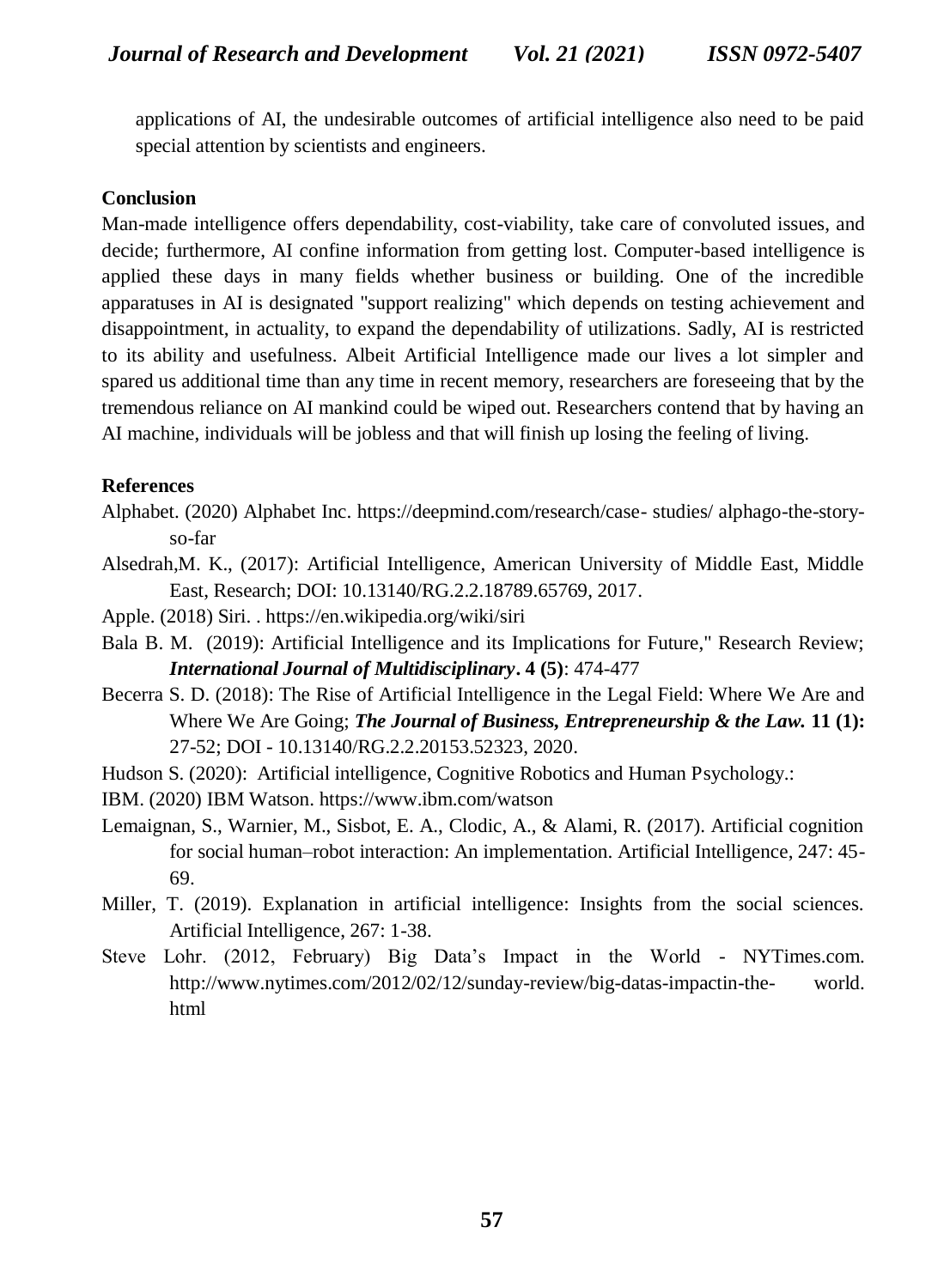applications of AI, the undesirable outcomes of artificial intelligence also need to be paid special attention by scientists and engineers.

## Conclusion

Man-made intelligence offers dependability, cost-viability, take care of convoluted issues, and decide; furthermore, AI confine information from getting lost. Computer-based intelligence is applied these days in many fields whether business or building. One of the incredible apparatuses in AI is designated "support realizing" which depends on testing achievement and disappointment, in actuality, to expand the dependability of utilizations. Sadly, AI is restricted to its ability and usefulness. Albeit Artificial Intelligence made our lives a lot simpler and spared us additional time than any time in recent memory, researchers are foreseeing that by the tremendous reliance on AI mankind could be wiped out. Researchers contend that by having an AI machine, individuals will be jobless and that will finish up losing the feeling of living.

## References

Alphabet. (2020) Alphabet Inc. https://deepmind.com/research/case- studies/ alphago-the-story-so-far

Alsedrah,M. K., (2017): Artificial Intelligence, American University of Middle East, Middle East, Research; DOI: 10.13140/RG.2.2.18789.65769, 2017.

Apple. (2018) Siri. . https://en.wikipedia.org/wiki/siri

Bala B. M. (2019): Artificial Intelligence and its Implications for Future," Research Review; ***International Journal of Multidisciplinary*. 4 (5)**: 474-477

Becerra S. D. (2018): The Rise of Artificial Intelligence in the Legal Field: Where We Are and Where We Are Going; ***The Journal of Business, Entrepreneurship & the Law.* 11 (1):** 27-52; DOI - 10.13140/RG.2.2.20153.52323, 2020.

Hudson S. (2020): Artificial intelligence, Cognitive Robotics and Human Psychology.:

IBM. (2020) IBM Watson. https://www.ibm.com/watson

Lemaignan, S., Warnier, M., Sisbot, E. A., Clodic, A., & Alami, R. (2017). Artificial cognition for social human–robot interaction: An implementation. Artificial Intelligence, 247: 45-69.

Miller, T. (2019). Explanation in artificial intelligence: Insights from the social sciences. Artificial Intelligence, 267: 1-38.

Steve Lohr. (2012, February) Big Data's Impact in the World - NYTimes.com. http://www.nytimes.com/2012/02/12/sunday-review/big-datas-impactin-the- world. html